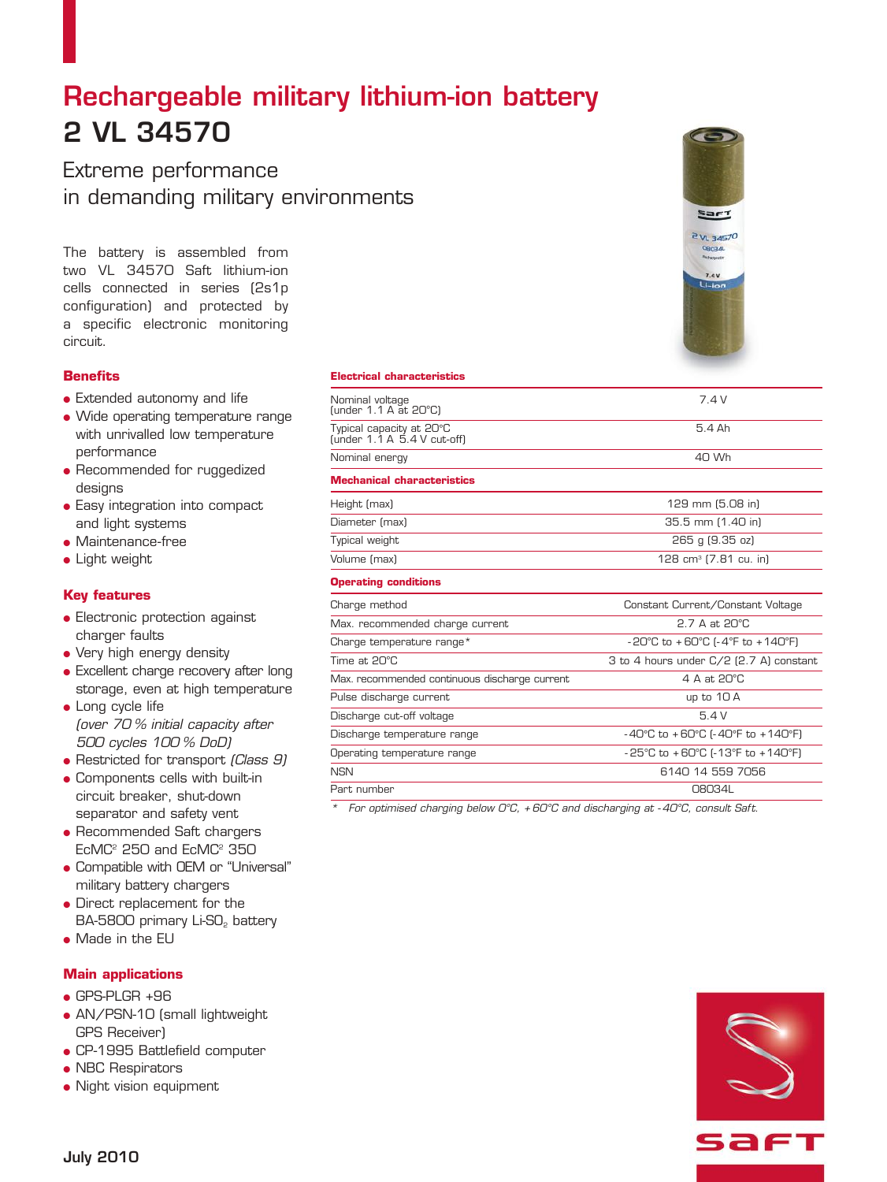# Rechargeable military lithium-ion battery

# 2 VL 34570

## Extreme performance in demanding military environments

The battery is assembled from two VL 34570 Saft lithium-ion cells connected in series (2s1p configuration) and protected by a specific electronic monitoring circuit.

### Benefits

- Extended autonomy and life
- Wide operating temperature range with unrivalled low temperature performance
- Recommended for ruggedized designs
- Easy integration into compact and light systems
- Maintenance-free
- Light weight

### Key features

- Electronic protection against charger faults
- Very high energy density
- Excellent charge recovery after long storage, even at high temperature
- Long cycle life *(over 70 % initial capacity after 500 cycles 100 % DoD)*
- Restricted for transport *(Class 9)*
- Components cells with built-in circuit breaker, shut-down separator and safety vent
- Recommended Saft chargers EcMC² 250 and EcMC² 350
- Compatible with OEM or "Universal" military battery chargers
- Direct replacement for the BA-5800 primary Li-$SO_2$ battery
- Made in the EU

### Main applications

- GPS-PLGR +96
- AN/PSN-10 (small lightweight GPS Receiver)
- CP-1995 Battlefield computer
- NBC Respirators
- Night vision equipment

| **Electrical characteristics** | |
|---|---|
| Nominal voltage (under 1.1 A at 20°C) | 7.4 V |
| Typical capacity at 20°C (under 1.1 A 5.4 V cut-off) | 5.4 Ah |
| Nominal energy | 40 Wh |
| **Mechanical characteristics** | |
| Height (max) | 129 mm (5.08 in) |
| Diameter (max) | 35.5 mm (1.40 in) |
| Typical weight | 265 g (9.35 oz) |
| Volume (max) | 128 cm³ (7.81 cu. in) |
| **Operating conditions** | |
| Charge method | Constant Current/Constant Voltage |
| Max. recommended charge current | 2.7 A at 20°C |
| Charge temperature range* | -20°C to +60°C (-4°F to +140°F) |
| Time at 20°C | 3 to 4 hours under C/2 (2.7 A) constant |
| Max. recommended continuous discharge current | 4 A at 20°C |
| Pulse discharge current | up to 10 A |
| Discharge cut-off voltage | 5.4 V |
| Discharge temperature range | -40°C to +60°C (-40°F to +140°F) |
| Operating temperature range | -25°C to +60°C (-13°F to +140°F) |
| NSN | 6140 14 559 7056 |
| Part number | 08034L |

\* *For optimised charging below 0°C, +60°C and discharging at -40°C, consult Saft.*

July 2010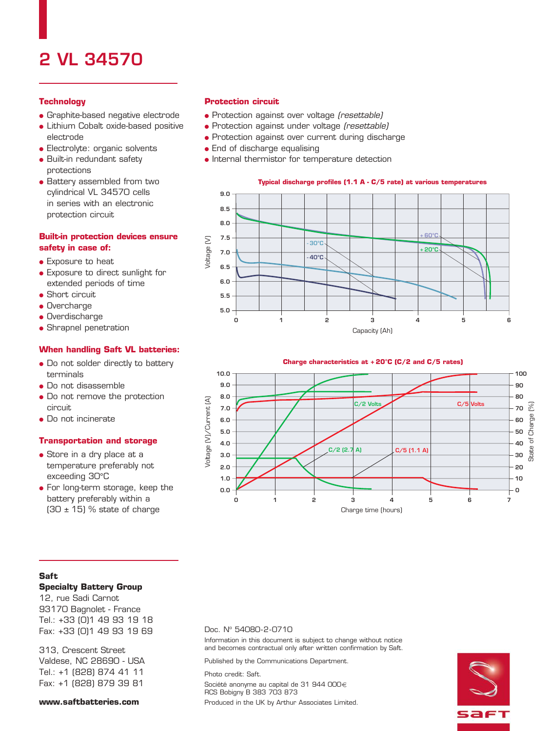# 2 VL 34570

## Technology

- Graphite-based negative electrode
- Lithium Cobalt oxide-based positive electrode
- Electrolyte: organic solvents
- Built-in redundant safety protections
- Battery assembled from two cylindrical VL 34570 cells in series with an electronic protection circuit

## Built-in protection devices ensure safety in case of:

- Exposure to heat
- Exposure to direct sunlight for extended periods of time
- Short circuit
- Overcharge
- Overdischarge
- Shrapnel penetration

## When handling Saft VL batteries:

- Do not solder directly to battery terminals
- Do not disassemble
- Do not remove the protection circuit
- Do not incinerate

## Transportation and storage

- Store in a dry place at a temperature preferably not exceeding 30°C
- For long-term storage, keep the battery preferably within a (30 ± 15) % state of charge

## Protection circuit

- Protection against over voltage *(resettable)*
- Protection against under voltage *(resettable)*
- Protection against over current during discharge
- End of discharge equalising
- Internal thermistor for temperature detection

**Typical discharge profiles (1.1 A - C/5 rate) at various temperatures**

Voltage (V)
9.0
8.5
8.0
7.5
7.0
6.5
6.0
5.5
5.0
0 1 2 3 4 5 6
Capacity (Ah)
+60°C
+20°C
-30°C
-40°C

**Charge characteristics at +20°C (C/2 and C/5 rates)**

Voltage (V)/Current (A)
10.0
9.0
8.0
7.0
6.0
5.0
4.0
3.0
2.0
1.0
0.0
0 1 2 3 4 5 6 7
Charge time (hours)
State of Charge (%)
100
90
80
70
60
50
40
30
20
10
0
C/2 Volts
C/5 Volts
C/2 (2.7 A)
C/5 (1.1 A)

**Saft**
**Specialty Battery Group**
12, rue Sadi Carnot
93170 Bagnolet - France
Tel.: +33 (0)1 49 93 19 18
Fax: +33 (0)1 49 93 19 69

313, Crescent Street
Valdese, NC 28690 - USA
Tel.: +1 (828) 874 41 11
Fax: +1 (828) 879 39 81

**www.saftbatteries.com**

Doc. N° 54080-2-0710

Information in this document is subject to change without notice and becomes contractual only after written confirmation by Saft.

Published by the Communications Department.

Photo credit: Saft.

Société anonyme au capital de 31 944 000€
RCS Bobigny B 383 703 873

Produced in the UK by Arthur Associates Limited.